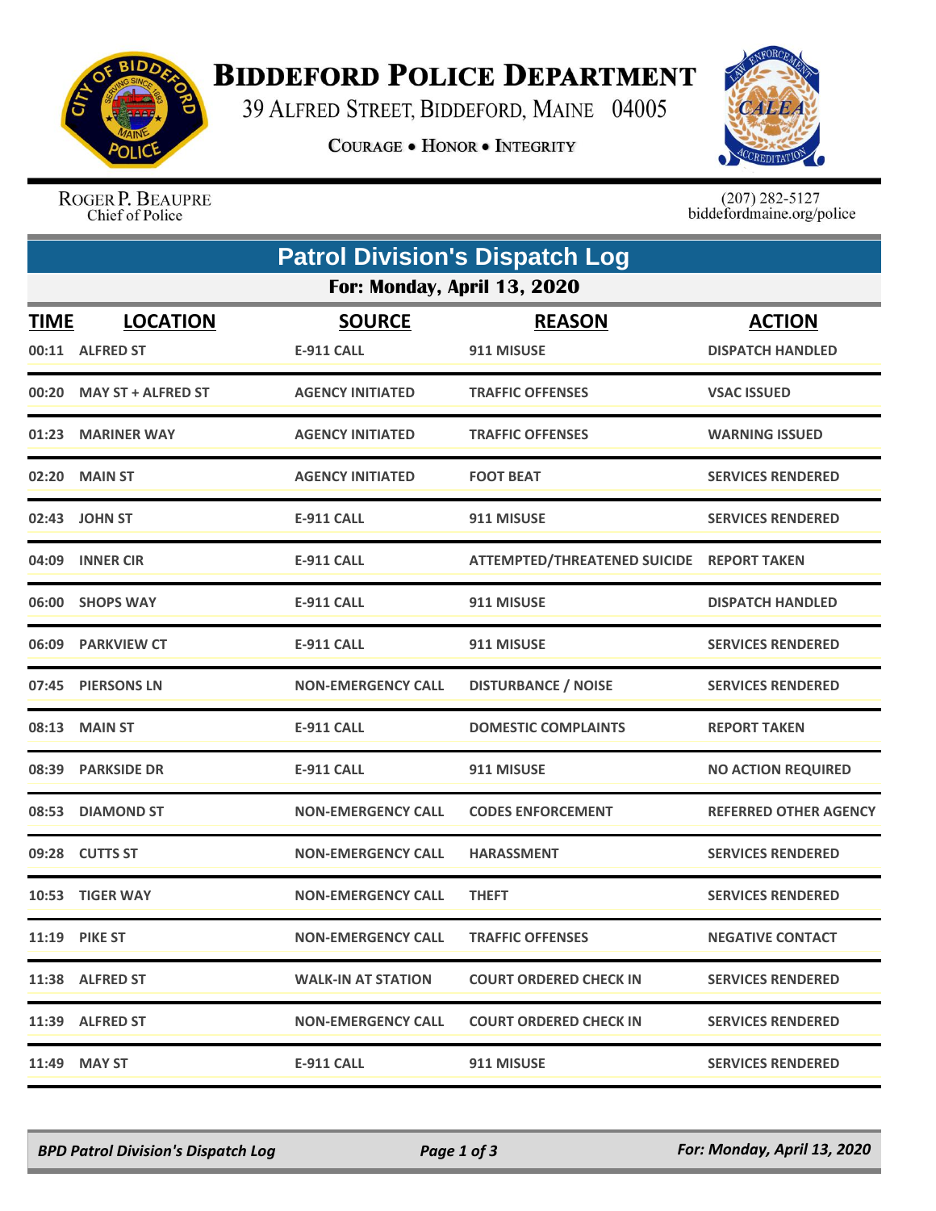# BIDDEFORD POLICE DEPARTMENT

39 ALFRED STREET, BIDDEFORD, MAINE 04005

COURAGE • HONOR • INTEGRITY

ROGER P. BEAUPRE
Chief of Police

(207) 282-5127
biddefordmaine.org/police

## Patrol Division's Dispatch Log

### For: Monday, April 13, 2020

| TIME | LOCATION | SOURCE | REASON | ACTION |
|---|---|---|---|---|
| 00:11 | ALFRED ST | E-911 CALL | 911 MISUSE | DISPATCH HANDLED |
| 00:20 | MAY ST + ALFRED ST | AGENCY INITIATED | TRAFFIC OFFENSES | VSAC ISSUED |
| 01:23 | MARINER WAY | AGENCY INITIATED | TRAFFIC OFFENSES | WARNING ISSUED |
| 02:20 | MAIN ST | AGENCY INITIATED | FOOT BEAT | SERVICES RENDERED |
| 02:43 | JOHN ST | E-911 CALL | 911 MISUSE | SERVICES RENDERED |
| 04:09 | INNER CIR | E-911 CALL | ATTEMPTED/THREATENED SUICIDE | REPORT TAKEN |
| 06:00 | SHOPS WAY | E-911 CALL | 911 MISUSE | DISPATCH HANDLED |
| 06:09 | PARKVIEW CT | E-911 CALL | 911 MISUSE | SERVICES RENDERED |
| 07:45 | PIERSONS LN | NON-EMERGENCY CALL | DISTURBANCE / NOISE | SERVICES RENDERED |
| 08:13 | MAIN ST | E-911 CALL | DOMESTIC COMPLAINTS | REPORT TAKEN |
| 08:39 | PARKSIDE DR | E-911 CALL | 911 MISUSE | NO ACTION REQUIRED |
| 08:53 | DIAMOND ST | NON-EMERGENCY CALL | CODES ENFORCEMENT | REFERRED OTHER AGENCY |
| 09:28 | CUTTS ST | NON-EMERGENCY CALL | HARASSMENT | SERVICES RENDERED |
| 10:53 | TIGER WAY | NON-EMERGENCY CALL | THEFT | SERVICES RENDERED |
| 11:19 | PIKE ST | NON-EMERGENCY CALL | TRAFFIC OFFENSES | NEGATIVE CONTACT |
| 11:38 | ALFRED ST | WALK-IN AT STATION | COURT ORDERED CHECK IN | SERVICES RENDERED |
| 11:39 | ALFRED ST | NON-EMERGENCY CALL | COURT ORDERED CHECK IN | SERVICES RENDERED |
| 11:49 | MAY ST | E-911 CALL | 911 MISUSE | SERVICES RENDERED |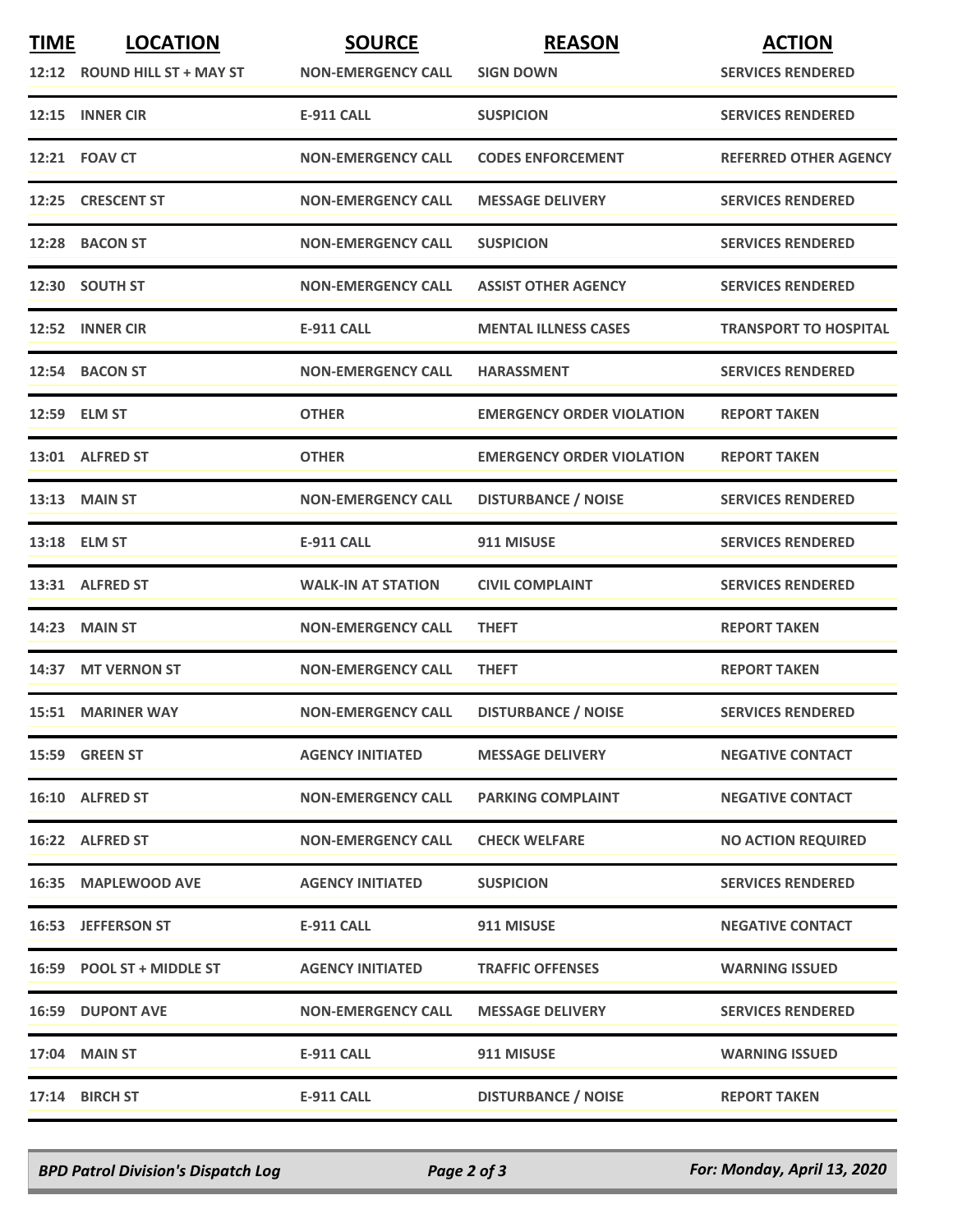| TIME | LOCATION | SOURCE | REASON | ACTION |
|---|---|---|---|---|
| 12:12 | ROUND HILL ST + MAY ST | NON-EMERGENCY CALL | SIGN DOWN | SERVICES RENDERED |
| 12:15 | INNER CIR | E-911 CALL | SUSPICION | SERVICES RENDERED |
| 12:21 | FOAV CT | NON-EMERGENCY CALL | CODES ENFORCEMENT | REFERRED OTHER AGENCY |
| 12:25 | CRESCENT ST | NON-EMERGENCY CALL | MESSAGE DELIVERY | SERVICES RENDERED |
| 12:28 | BACON ST | NON-EMERGENCY CALL | SUSPICION | SERVICES RENDERED |
| 12:30 | SOUTH ST | NON-EMERGENCY CALL | ASSIST OTHER AGENCY | SERVICES RENDERED |
| 12:52 | INNER CIR | E-911 CALL | MENTAL ILLNESS CASES | TRANSPORT TO HOSPITAL |
| 12:54 | BACON ST | NON-EMERGENCY CALL | HARASSMENT | SERVICES RENDERED |
| 12:59 | ELM ST | OTHER | EMERGENCY ORDER VIOLATION | REPORT TAKEN |
| 13:01 | ALFRED ST | OTHER | EMERGENCY ORDER VIOLATION | REPORT TAKEN |
| 13:13 | MAIN ST | NON-EMERGENCY CALL | DISTURBANCE / NOISE | SERVICES RENDERED |
| 13:18 | ELM ST | E-911 CALL | 911 MISUSE | SERVICES RENDERED |
| 13:31 | ALFRED ST | WALK-IN AT STATION | CIVIL COMPLAINT | SERVICES RENDERED |
| 14:23 | MAIN ST | NON-EMERGENCY CALL | THEFT | REPORT TAKEN |
| 14:37 | MT VERNON ST | NON-EMERGENCY CALL | THEFT | REPORT TAKEN |
| 15:51 | MARINER WAY | NON-EMERGENCY CALL | DISTURBANCE / NOISE | SERVICES RENDERED |
| 15:59 | GREEN ST | AGENCY INITIATED | MESSAGE DELIVERY | NEGATIVE CONTACT |
| 16:10 | ALFRED ST | NON-EMERGENCY CALL | PARKING COMPLAINT | NEGATIVE CONTACT |
| 16:22 | ALFRED ST | NON-EMERGENCY CALL | CHECK WELFARE | NO ACTION REQUIRED |
| 16:35 | MAPLEWOOD AVE | AGENCY INITIATED | SUSPICION | SERVICES RENDERED |
| 16:53 | JEFFERSON ST | E-911 CALL | 911 MISUSE | NEGATIVE CONTACT |
| 16:59 | POOL ST + MIDDLE ST | AGENCY INITIATED | TRAFFIC OFFENSES | WARNING ISSUED |
| 16:59 | DUPONT AVE | NON-EMERGENCY CALL | MESSAGE DELIVERY | SERVICES RENDERED |
| 17:04 | MAIN ST | E-911 CALL | 911 MISUSE | WARNING ISSUED |
| 17:14 | BIRCH ST | E-911 CALL | DISTURBANCE / NOISE | REPORT TAKEN |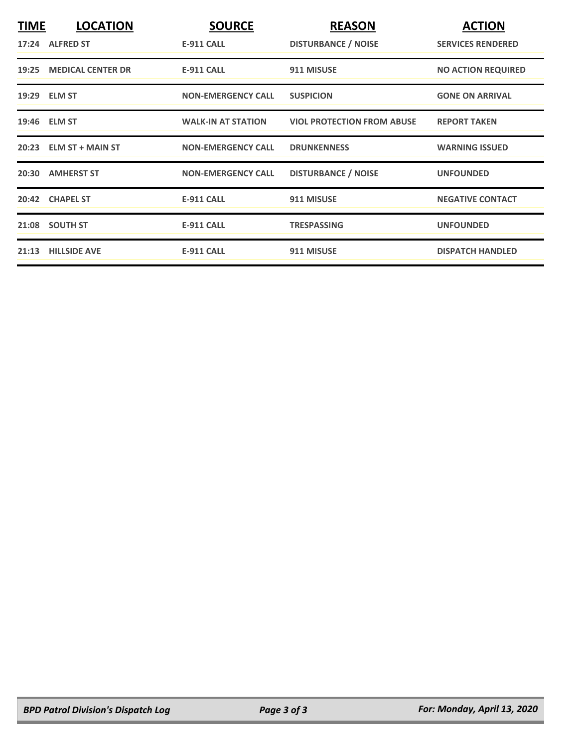| TIME | LOCATION | SOURCE | REASON | ACTION |
|---|---|---|---|---|
| 17:24 | ALFRED ST | E-911 CALL | DISTURBANCE / NOISE | SERVICES RENDERED |
| 19:25 | MEDICAL CENTER DR | E-911 CALL | 911 MISUSE | NO ACTION REQUIRED |
| 19:29 | ELM ST | NON-EMERGENCY CALL | SUSPICION | GONE ON ARRIVAL |
| 19:46 | ELM ST | WALK-IN AT STATION | VIOL PROTECTION FROM ABUSE | REPORT TAKEN |
| 20:23 | ELM ST + MAIN ST | NON-EMERGENCY CALL | DRUNKENNESS | WARNING ISSUED |
| 20:30 | AMHERST ST | NON-EMERGENCY CALL | DISTURBANCE / NOISE | UNFOUNDED |
| 20:42 | CHAPEL ST | E-911 CALL | 911 MISUSE | NEGATIVE CONTACT |
| 21:08 | SOUTH ST | E-911 CALL | TRESPASSING | UNFOUNDED |
| 21:13 | HILLSIDE AVE | E-911 CALL | 911 MISUSE | DISPATCH HANDLED |